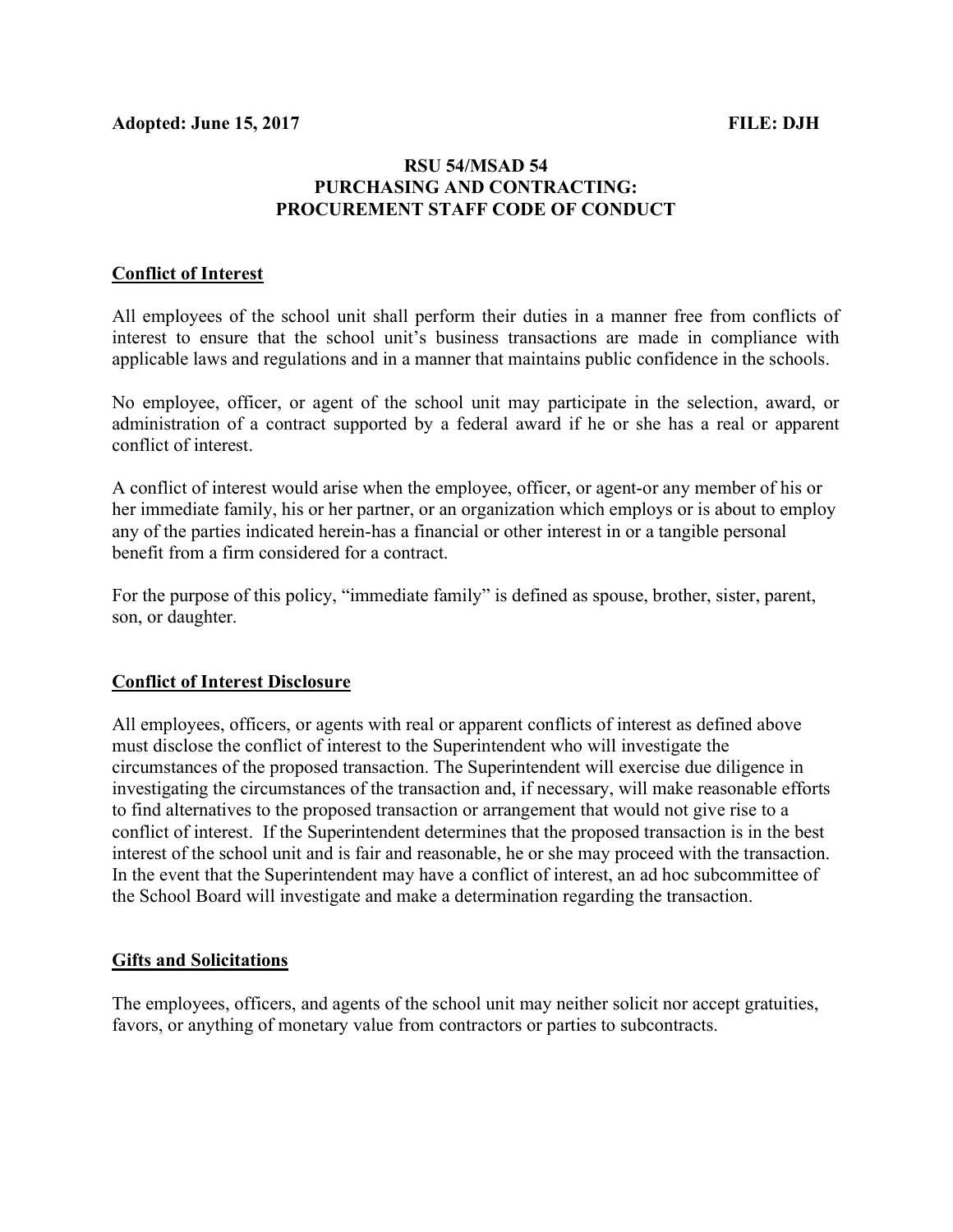**Adopted: June 15, 2017** **FILE: DJH**

# RSU 54/MSAD 54
# PURCHASING AND CONTRACTING:
# PROCUREMENT STAFF CODE OF CONDUCT

## Conflict of Interest

All employees of the school unit shall perform their duties in a manner free from conflicts of interest to ensure that the school unit's business transactions are made in compliance with applicable laws and regulations and in a manner that maintains public confidence in the schools.

No employee, officer, or agent of the school unit may participate in the selection, award, or administration of a contract supported by a federal award if he or she has a real or apparent conflict of interest.

A conflict of interest would arise when the employee, officer, or agent-or any member of his or her immediate family, his or her partner, or an organization which employs or is about to employ any of the parties indicated herein-has a financial or other interest in or a tangible personal benefit from a firm considered for a contract.

For the purpose of this policy, "immediate family" is defined as spouse, brother, sister, parent, son, or daughter.

## Conflict of Interest Disclosure

All employees, officers, or agents with real or apparent conflicts of interest as defined above must disclose the conflict of interest to the Superintendent who will investigate the circumstances of the proposed transaction. The Superintendent will exercise due diligence in investigating the circumstances of the transaction and, if necessary, will make reasonable efforts to find alternatives to the proposed transaction or arrangement that would not give rise to a conflict of interest. If the Superintendent determines that the proposed transaction is in the best interest of the school unit and is fair and reasonable, he or she may proceed with the transaction. In the event that the Superintendent may have a conflict of interest, an ad hoc subcommittee of the School Board will investigate and make a determination regarding the transaction.

## Gifts and Solicitations

The employees, officers, and agents of the school unit may neither solicit nor accept gratuities, favors, or anything of monetary value from contractors or parties to subcontracts.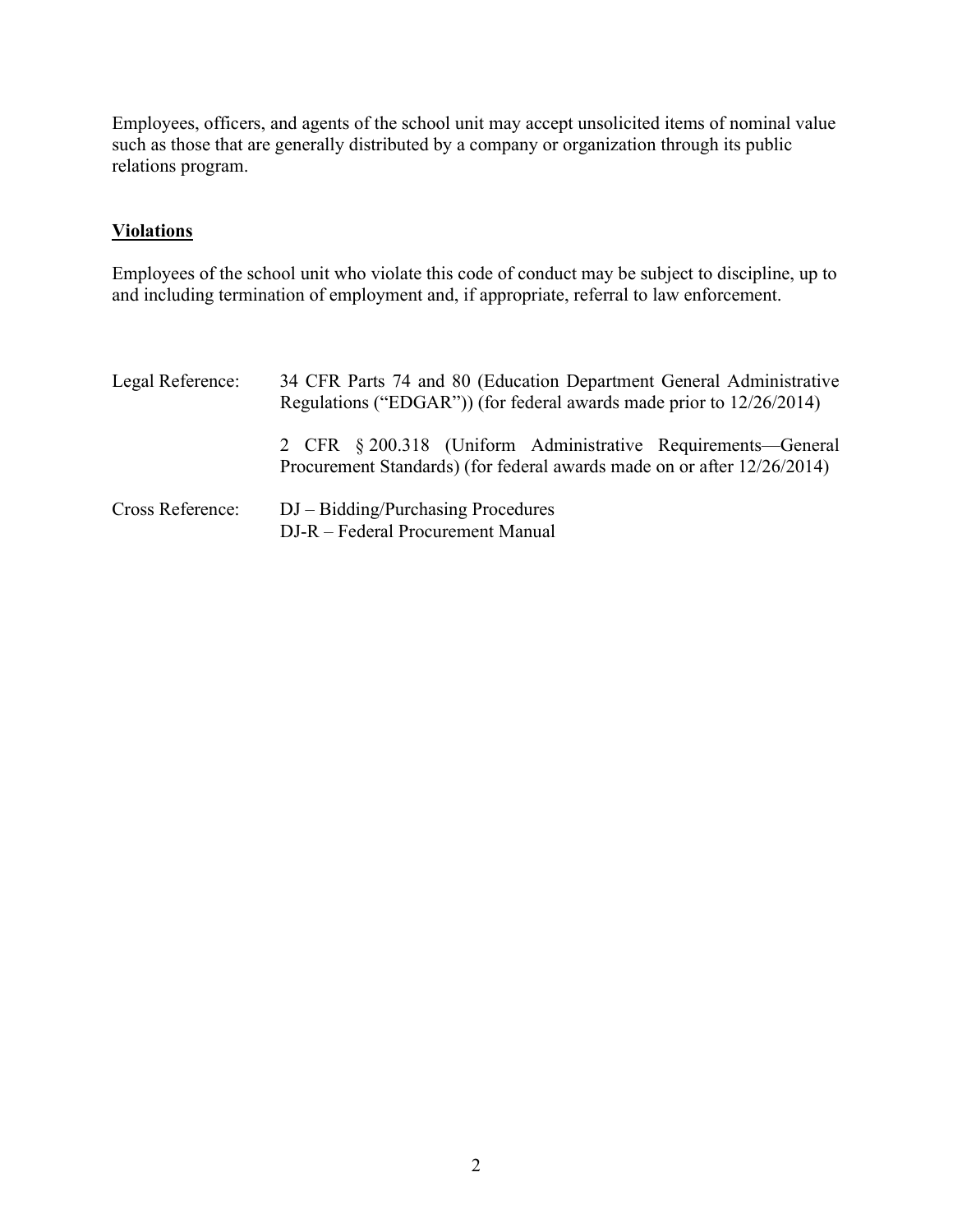Employees, officers, and agents of the school unit may accept unsolicited items of nominal value such as those that are generally distributed by a company or organization through its public relations program.

## Violations

Employees of the school unit who violate this code of conduct may be subject to discipline, up to and including termination of employment and, if appropriate, referral to law enforcement.

| | |
|---|---|
| Legal Reference: | 34 CFR Parts 74 and 80 (Education Department General Administrative Regulations ("EDGAR")) (for federal awards made prior to 12/26/2014) |
| | 2 CFR § 200.318 (Uniform Administrative Requirements—General Procurement Standards) (for federal awards made on or after 12/26/2014) |
| Cross Reference: | DJ – Bidding/Purchasing Procedures<br>DJ-R – Federal Procurement Manual |